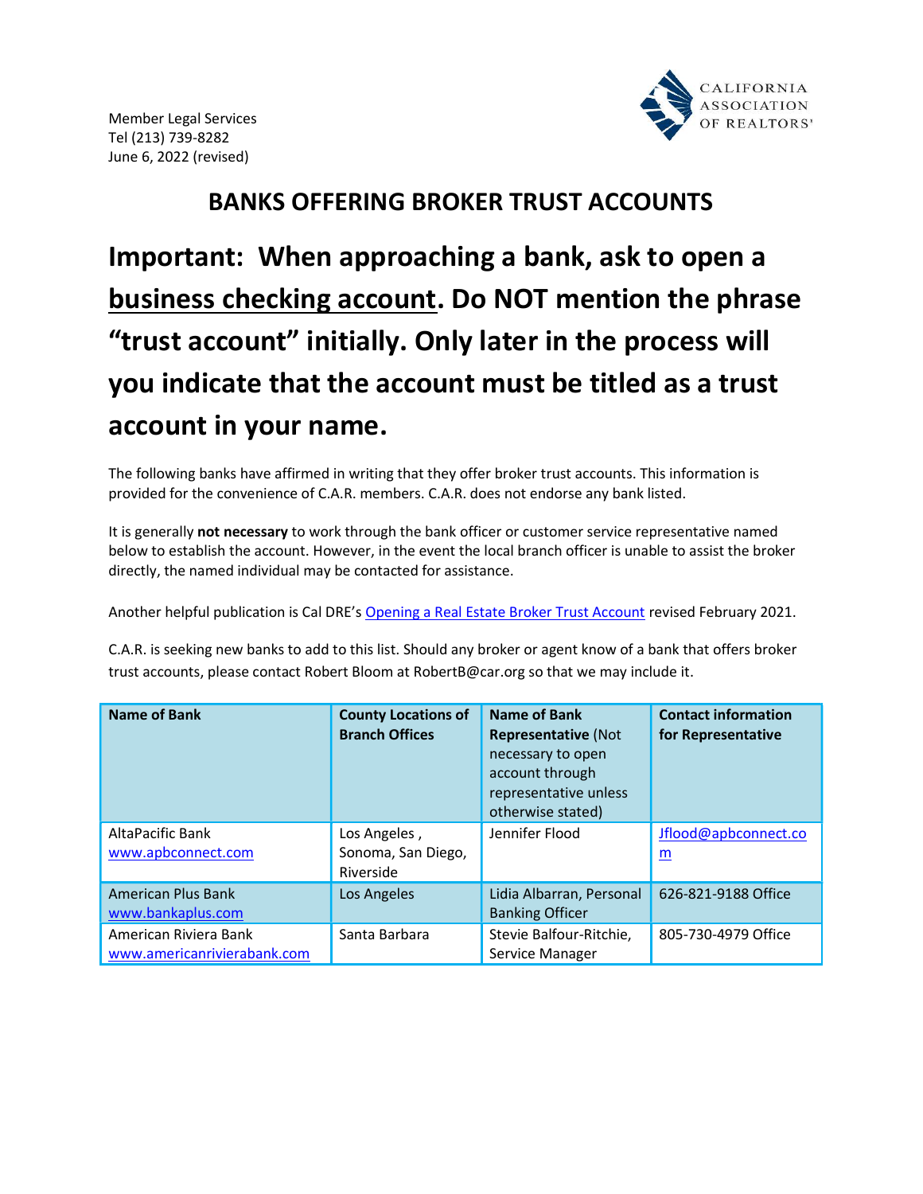Member Legal Services
Tel (213) 739-8282
June 6, 2022 (revised)

CALIFORNIA ASSOCIATION OF REALTORS®

# BANKS OFFERING BROKER TRUST ACCOUNTS

## Important: When approaching a bank, ask to open a business checking account. Do NOT mention the phrase "trust account" initially. Only later in the process will you indicate that the account must be titled as a trust account in your name.

The following banks have affirmed in writing that they offer broker trust accounts. This information is provided for the convenience of C.A.R. members. C.A.R. does not endorse any bank listed.

It is generally **not necessary** to work through the bank officer or customer service representative named below to establish the account. However, in the event the local branch officer is unable to assist the broker directly, the named individual may be contacted for assistance.

Another helpful publication is Cal DRE's [Opening a Real Estate Broker Trust Account](#) revised February 2021.

C.A.R. is seeking new banks to add to this list. Should any broker or agent know of a bank that offers broker trust accounts, please contact Robert Bloom at RobertB@car.org so that we may include it.

| **Name of Bank** | **County Locations of Branch Offices** | **Name of Bank Representative** (Not necessary to open account through representative unless otherwise stated) | **Contact information for Representative** |
| --- | --- | --- | --- |
| AltaPacific Bank www.apbconnect.com | Los Angeles , Sonoma, San Diego, Riverside | Jennifer Flood | Jflood@apbconnect.com |
| American Plus Bank www.bankaplus.com | Los Angeles | Lidia Albarran, Personal Banking Officer | 626-821-9188 Office |
| American Riviera Bank www.americanrivierabank.com | Santa Barbara | Stevie Balfour-Ritchie, Service Manager | 805-730-4979 Office |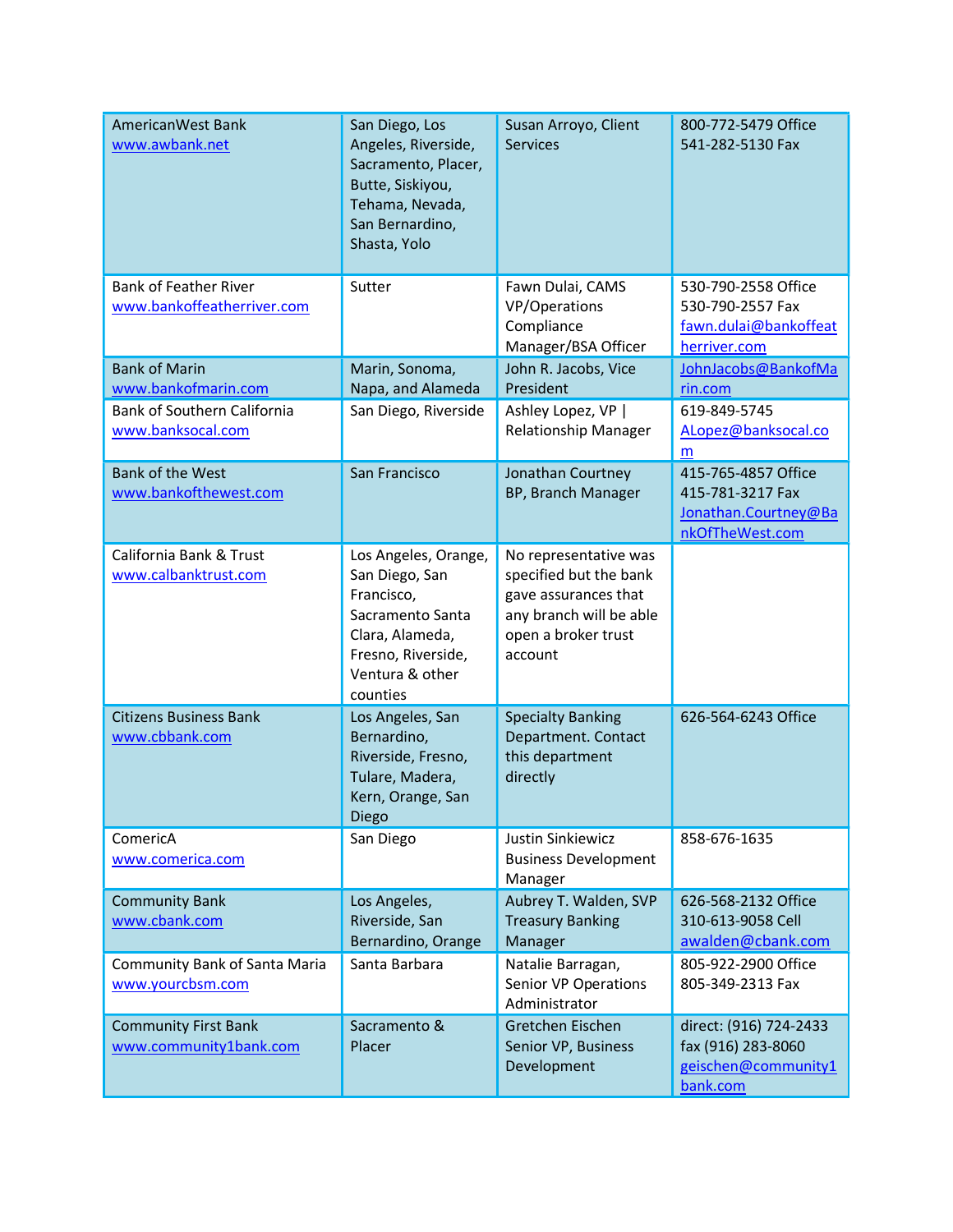| | | | |
|---|---|---|---|
| AmericanWest Bank www.awbank.net | San Diego, Los Angeles, Riverside, Sacramento, Placer, Butte, Siskiyou, Tehama, Nevada, San Bernardino, Shasta, Yolo | Susan Arroyo, Client Services | 800-772-5479 Office 541-282-5130 Fax |
| Bank of Feather River www.bankoffeatherriver.com | Sutter | Fawn Dulai, CAMS VP/Operations Compliance Manager/BSA Officer | 530-790-2558 Office 530-790-2557 Fax fawn.dulai@bankoffeatherriver.com |
| Bank of Marin www.bankofmarin.com | Marin, Sonoma, Napa, and Alameda | John R. Jacobs, Vice President | JohnJacobs@BankofMarin.com |
| Bank of Southern California www.banksocal.com | San Diego, Riverside | Ashley Lopez, VP \| Relationship Manager | 619-849-5745 ALopez@banksocal.com |
| Bank of the West www.bankofthewest.com | San Francisco | Jonathan Courtney BP, Branch Manager | 415-765-4857 Office 415-781-3217 Fax Jonathan.Courtney@BankOfTheWest.com |
| California Bank & Trust www.calbanktrust.com | Los Angeles, Orange, San Diego, San Francisco, Sacramento Santa Clara, Alameda, Fresno, Riverside, Ventura & other counties | No representative was specified but the bank gave assurances that any branch will be able open a broker trust account | |
| Citizens Business Bank www.cbbank.com | Los Angeles, San Bernardino, Riverside, Fresno, Tulare, Madera, Kern, Orange, San Diego | Specialty Banking Department. Contact this department directly | 626-564-6243 Office |
| ComericA www.comerica.com | San Diego | Justin Sinkiewicz Business Development Manager | 858-676-1635 |
| Community Bank www.cbank.com | Los Angeles, Riverside, San Bernardino, Orange | Aubrey T. Walden, SVP Treasury Banking Manager | 626-568-2132 Office 310-613-9058 Cell awalden@cbank.com |
| Community Bank of Santa Maria www.yourcbsm.com | Santa Barbara | Natalie Barragan, Senior VP Operations Administrator | 805-922-2900 Office 805-349-2313 Fax |
| Community First Bank www.community1bank.com | Sacramento & Placer | Gretchen Eischen Senior VP, Business Development | direct: (916) 724-2433 fax (916) 283-8060 geischen@community1bank.com |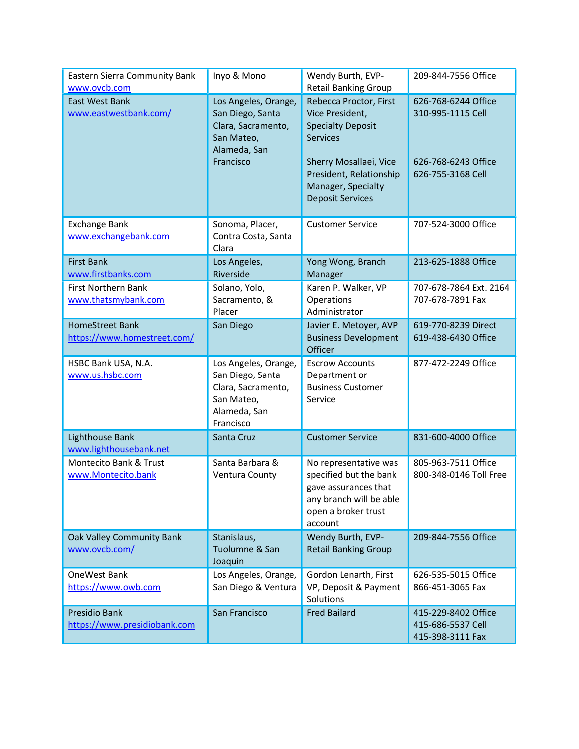| | | | |
|---|---|---|---|
| Eastern Sierra Community Bank<br>www.ovcb.com | Inyo & Mono | Wendy Burth, EVP-Retail Banking Group | 209-844-7556 Office |
| East West Bank<br>www.eastwestbank.com/ | Los Angeles, Orange, San Diego, Santa Clara, Sacramento, San Mateo, Alameda, San Francisco | Rebecca Proctor, First Vice President, Specialty Deposit Services<br><br>Sherry Mosallaei, Vice President, Relationship Manager, Specialty Deposit Services | 626-768-6244 Office<br>310-995-1115 Cell<br><br>626-768-6243 Office<br>626-755-3168 Cell |
| Exchange Bank<br>www.exchangebank.com | Sonoma, Placer, Contra Costa, Santa Clara | Customer Service | 707-524-3000 Office |
| First Bank<br>www.firstbanks.com | Los Angeles, Riverside | Yong Wong, Branch Manager | 213-625-1888 Office |
| First Northern Bank<br>www.thatsmybank.com | Solano, Yolo, Sacramento, & Placer | Karen P. Walker, VP Operations Administrator | 707-678-7864 Ext. 2164<br>707-678-7891 Fax |
| HomeStreet Bank<br>https://www.homestreet.com/ | San Diego | Javier E. Metoyer, AVP Business Development Officer | 619-770-8239 Direct<br>619-438-6430 Office |
| HSBC Bank USA, N.A.<br>www.us.hsbc.com | Los Angeles, Orange, San Diego, Santa Clara, Sacramento, San Mateo, Alameda, San Francisco | Escrow Accounts Department or Business Customer Service | 877-472-2249 Office |
| Lighthouse Bank<br>www.lighthousebank.net | Santa Cruz | Customer Service | 831-600-4000 Office |
| Montecito Bank & Trust<br>www.Montecito.bank | Santa Barbara & Ventura County | No representative was specified but the bank gave assurances that any branch will be able open a broker trust account | 805-963-7511 Office<br>800-348-0146 Toll Free |
| Oak Valley Community Bank<br>www.ovcb.com/ | Stanislaus, Tuolumne & San Joaquin | Wendy Burth, EVP-Retail Banking Group | 209-844-7556 Office |
| OneWest Bank<br>https://www.owb.com | Los Angeles, Orange, San Diego & Ventura | Gordon Lenarth, First VP, Deposit & Payment Solutions | 626-535-5015 Office<br>866-451-3065 Fax |
| Presidio Bank<br>https://www.presidiobank.com | San Francisco | Fred Bailard | 415-229-8402 Office<br>415-686-5537 Cell<br>415-398-3111 Fax |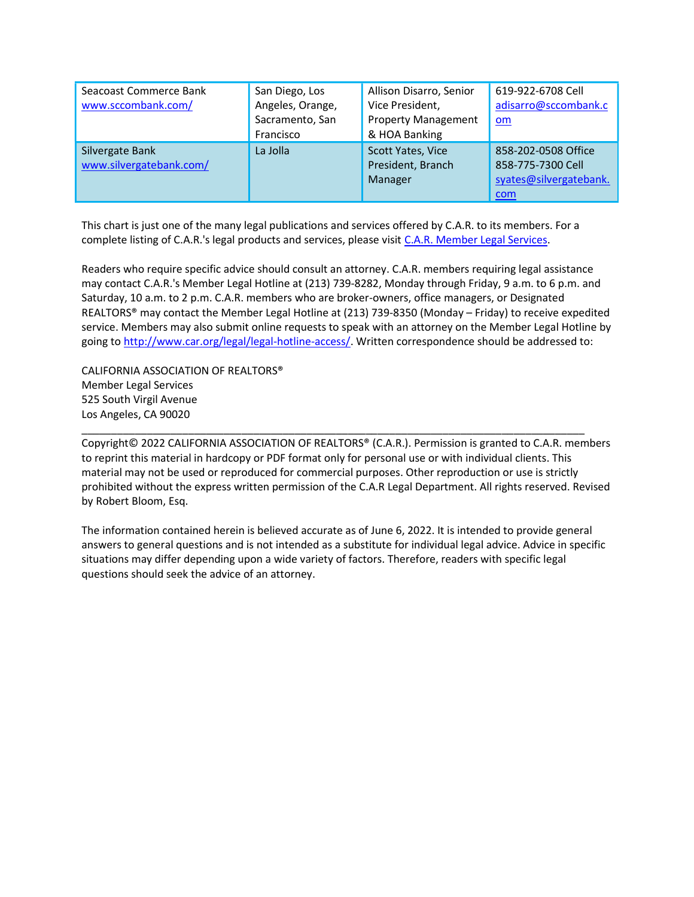| | | | |
|---|---|---|---|
| Seacoast Commerce Bank [www.sccombank.com/](www.sccombank.com/) | San Diego, Los Angeles, Orange, Sacramento, San Francisco | Allison Disarro, Senior Vice President, Property Management & HOA Banking | 619-922-6708 Cell [adisarro@sccombank.com](mailto:adisarro@sccombank.com) |
| Silvergate Bank [www.silvergatebank.com/](www.silvergatebank.com/) | La Jolla | Scott Yates, Vice President, Branch Manager | 858-202-0508 Office 858-775-7300 Cell [syates@silvergatebank.com](mailto:syates@silvergatebank.com) |

This chart is just one of the many legal publications and services offered by C.A.R. to its members. For a complete listing of C.A.R.'s legal products and services, please visit C.A.R. Member Legal Services.

Readers who require specific advice should consult an attorney. C.A.R. members requiring legal assistance may contact C.A.R.'s Member Legal Hotline at (213) 739-8282, Monday through Friday, 9 a.m. to 6 p.m. and Saturday, 10 a.m. to 2 p.m. C.A.R. members who are broker-owners, office managers, or Designated REALTORS® may contact the Member Legal Hotline at (213) 739-8350 (Monday – Friday) to receive expedited service. Members may also submit online requests to speak with an attorney on the Member Legal Hotline by going to http://www.car.org/legal/legal-hotline-access/. Written correspondence should be addressed to:

CALIFORNIA ASSOCIATION OF REALTORS®
Member Legal Services
525 South Virgil Avenue
Los Angeles, CA 90020

---

Copyright© 2022 CALIFORNIA ASSOCIATION OF REALTORS® (C.A.R.). Permission is granted to C.A.R. members to reprint this material in hardcopy or PDF format only for personal use or with individual clients. This material may not be used or reproduced for commercial purposes. Other reproduction or use is strictly prohibited without the express written permission of the C.A.R Legal Department. All rights reserved. Revised by Robert Bloom, Esq.

The information contained herein is believed accurate as of June 6, 2022. It is intended to provide general answers to general questions and is not intended as a substitute for individual legal advice. Advice in specific situations may differ depending upon a wide variety of factors. Therefore, readers with specific legal questions should seek the advice of an attorney.